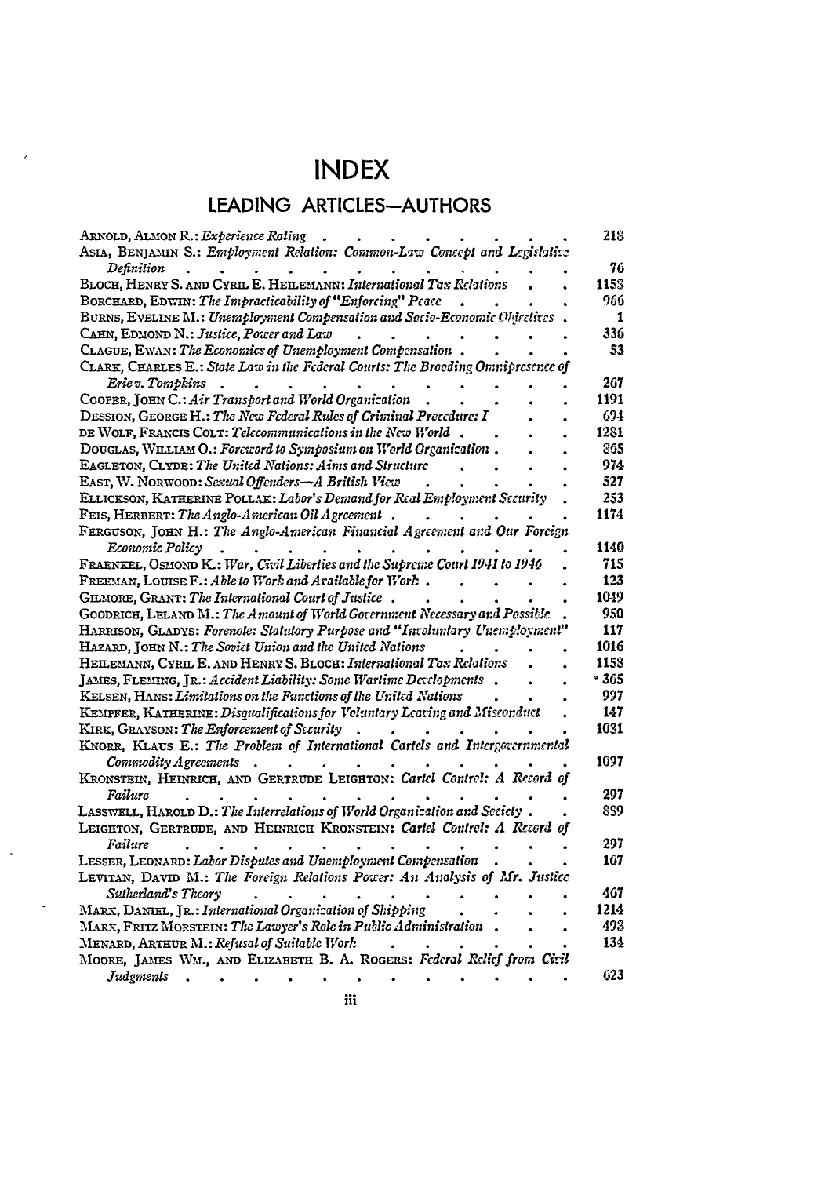# INDEX

## LEADING ARTICLES—AUTHORS

ARNOLD, ALMON R.: *Experience Rating* . . . . . . . . . . 218

ASIA, BENJAMIN S.: *Employment Relation: Common-Law Concept and Legislative Definition* . . . . . . . . . . . . 76

BLOCH, HENRY S. AND CYRIL E. HEILEMANN: *International Tax Relations* . . 1158

BORCHARD, EDWIN: *The Impracticability of "Enforcing" Peace* . . . . . 960

BURNS, EVELINE M.: *Unemployment Compensation and Socio-Economic Objectives* . 1

CAHN, EDMOND N.: *Justice, Power and Law* . . . . . . . . 336

CLAGUE, EWAN: *The Economics of Unemployment Compensation* . . . . 53

CLARK, CHARLES E.: *State Law in the Federal Courts: The Brooding Omnipresence of Erie v. Tompkins* . . . . . . . . . . . . 267

COOPER, JOHN C.: *Air Transport and World Organization* . . . . . 1191

DESSION, GEORGE H.: *The New Federal Rules of Criminal Procedure: I* . . 694

DE WOLF, FRANCIS COLT: *Telecommunications in the New World* . . . . 1281

DOUGLAS, WILLIAM O.: *Foreword to Symposium on World Organization* . . . 865

EAGLETON, CLYDE: *The United Nations: Aims and Structure* . . . . 974

EAST, W. NORWOOD: *Sexual Offenders—A British View* . . . . . 527

ELLICKSON, KATHERINE POLLAK: *Labor's Demand for Real Employment Security* . 253

FEIS, HERBERT: *The Anglo-American Oil Agreement* . . . . . . 1174

FERGUSON, JOHN H.: *The Anglo-American Financial Agreement and Our Foreign Economic Policy* . . . . . . . . . . . . 1140

FRAENKEL, OSMOND K.: *War, Civil Liberties and the Supreme Court 1941 to 1946* . 715

FREEMAN, LOUISE F.: *Able to Work and Available for Work* . . . . . 123

GILMORE, GRANT: *The International Court of Justice* . . . . . . 1049

GOODRICH, LELAND M.: *The Amount of World Government Necessary and Possible* . 950

HARRISON, GLADYS: *Forenote: Statutory Purpose and "Involuntary Unemployment"* 117

HAZARD, JOHN N.: *The Soviet Union and the United Nations* . . . . 1016

HEILEMANN, CYRIL E. AND HENRY S. BLOCH: *International Tax Relations* . . 1158

JAMES, FLEMING, JR.: *Accident Liability: Some Wartime Developments* . . . 365

KELSEN, HANS: *Limitations on the Functions of the United Nations* . . . 997

KEMPFER, KATHERINE: *Disqualifications for Voluntary Leaving and Misconduct* . 147

KIRK, GRAYSON: *The Enforcement of Security* . . . . . . . 1031

KNORR, KLAUS E.: *The Problem of International Cartels and Intergovernmental Commodity Agreements* . . . . . . . . . . . 1097

KRONSTEIN, HEINRICH, AND GERTRUDE LEIGHTON: *Cartel Control: A Record of Failure* . . . . . . . . . . . . . . 297

LASSWELL, HAROLD D.: *The Interrelations of World Organization and Society* . . 889

LEIGHTON, GERTRUDE, AND HEINRICH KRONSTEIN: *Cartel Control: A Record of Failure* . . . . . . . . . . . . . . 297

LESSER, LEONARD: *Labor Disputes and Unemployment Compensation* . . . 167

LEVITAN, DAVID M.: *The Foreign Relations Power: An Analysis of Mr. Justice Sutherland's Theory* . . . . . . . . . . . . 467

MARX, DANIEL, JR.: *International Organization of Shipping* . . . . . 1214

MARX, FRITZ MORSTEIN: *The Lawyer's Role in Public Administration* . . . 493

MENARD, ARTHUR M.: *Refusal of Suitable Work* . . . . . . . 134

MOORE, JAMES WM., AND ELIZABETH B. A. ROGERS: *Federal Relief from Civil Judgments* . . . . . . . . . . . . . . 623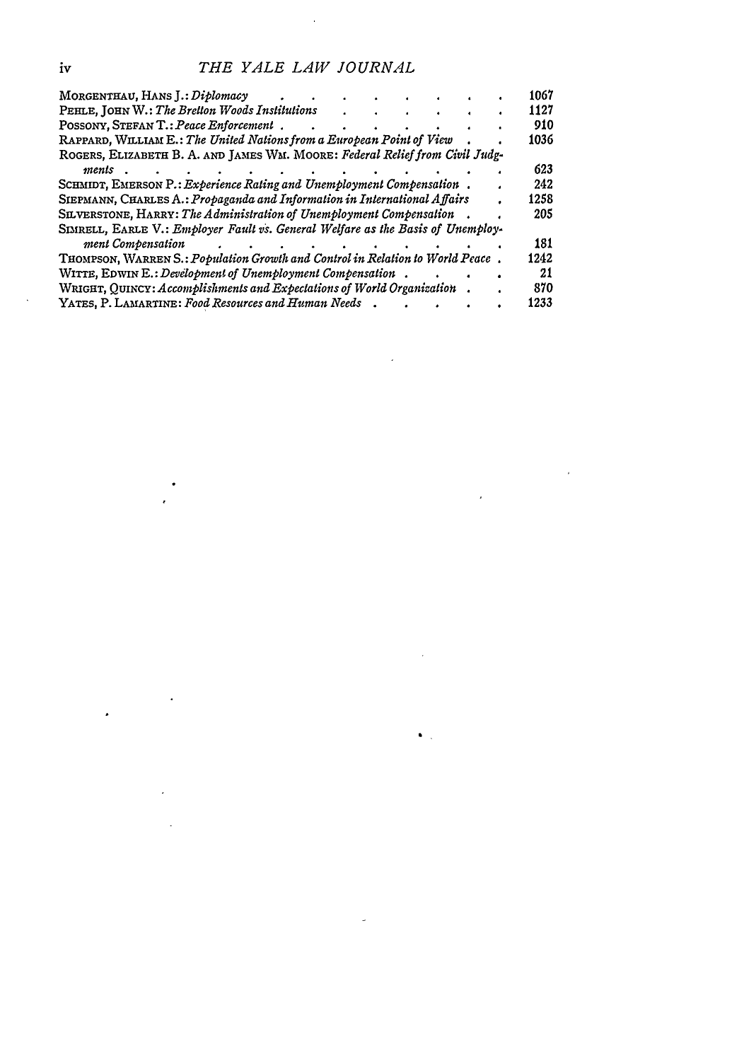MORGENTHAU, HANS J.: *Diplomacy* . . . . . . . . . . 1067
PEHLE, JOHN W.: *The Bretton Woods Institutions* . . . . . . . 1127
POSSONY, STEFAN T.: *Peace Enforcement* . . . . . . . . . 910
RAPPARD, WILLIAM E.: *The United Nations from a European Point of View* . . 1036
ROGERS, ELIZABETH B. A. AND JAMES WM. MOORE: *Federal Relief from Civil Judgments* . . . . . . . . . . . . . . . 623
SCHMIDT, EMERSON P.: *Experience Rating and Unemployment Compensation* . . 242
SIEPMANN, CHARLES A.: *Propaganda and Information in International Affairs* . 1258
SILVERSTONE, HARRY: *The Administration of Unemployment Compensation* . . 205
SIMRELL, EARLE V.: *Employer Fault vs. General Welfare as the Basis of Unemployment Compensation* . . . . . . . . . . . . 181
THOMPSON, WARREN S.: *Population Growth and Control in Relation to World Peace* . 1242
WITTE, EDWIN E.: *Development of Unemployment Compensation* . . . . 21
WRIGHT, QUINCY: *Accomplishments and Expectations of World Organization* . . 870
YATES, P. LAMARTINE: *Food Resources and Human Needs* . . . . . 1233